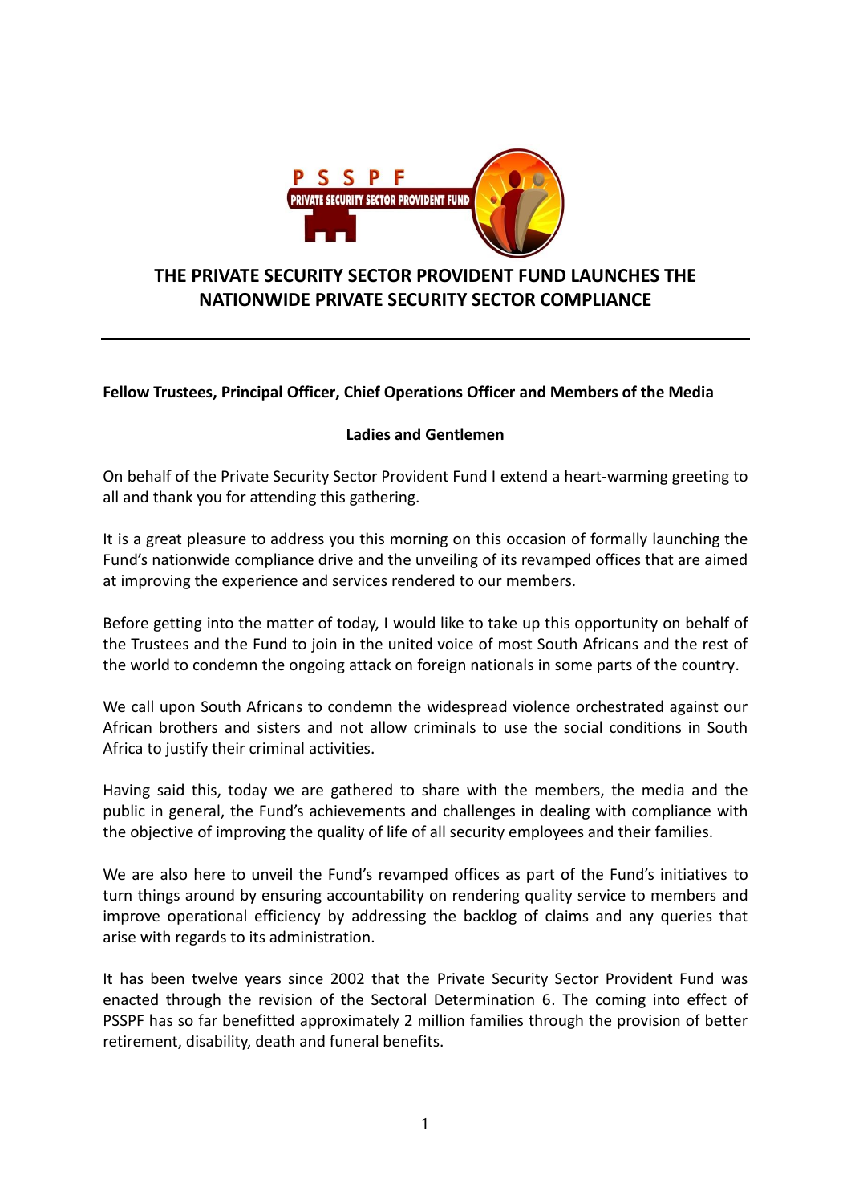# THE PRIVATE SECURITY SECTOR PROVIDENT FUND LAUNCHES THE NATIONWIDE PRIVATE SECURITY SECTOR COMPLIANCE

---

**Fellow Trustees, Principal Officer, Chief Operations Officer and Members of the Media**

**Ladies and Gentlemen**

On behalf of the Private Security Sector Provident Fund I extend a heart-warming greeting to all and thank you for attending this gathering.

It is a great pleasure to address you this morning on this occasion of formally launching the Fund's nationwide compliance drive and the unveiling of its revamped offices that are aimed at improving the experience and services rendered to our members.

Before getting into the matter of today, I would like to take up this opportunity on behalf of the Trustees and the Fund to join in the united voice of most South Africans and the rest of the world to condemn the ongoing attack on foreign nationals in some parts of the country.

We call upon South Africans to condemn the widespread violence orchestrated against our African brothers and sisters and not allow criminals to use the social conditions in South Africa to justify their criminal activities.

Having said this, today we are gathered to share with the members, the media and the public in general, the Fund's achievements and challenges in dealing with compliance with the objective of improving the quality of life of all security employees and their families.

We are also here to unveil the Fund's revamped offices as part of the Fund's initiatives to turn things around by ensuring accountability on rendering quality service to members and improve operational efficiency by addressing the backlog of claims and any queries that arise with regards to its administration.

It has been twelve years since 2002 that the Private Security Sector Provident Fund was enacted through the revision of the Sectoral Determination 6. The coming into effect of PSSPF has so far benefitted approximately 2 million families through the provision of better retirement, disability, death and funeral benefits.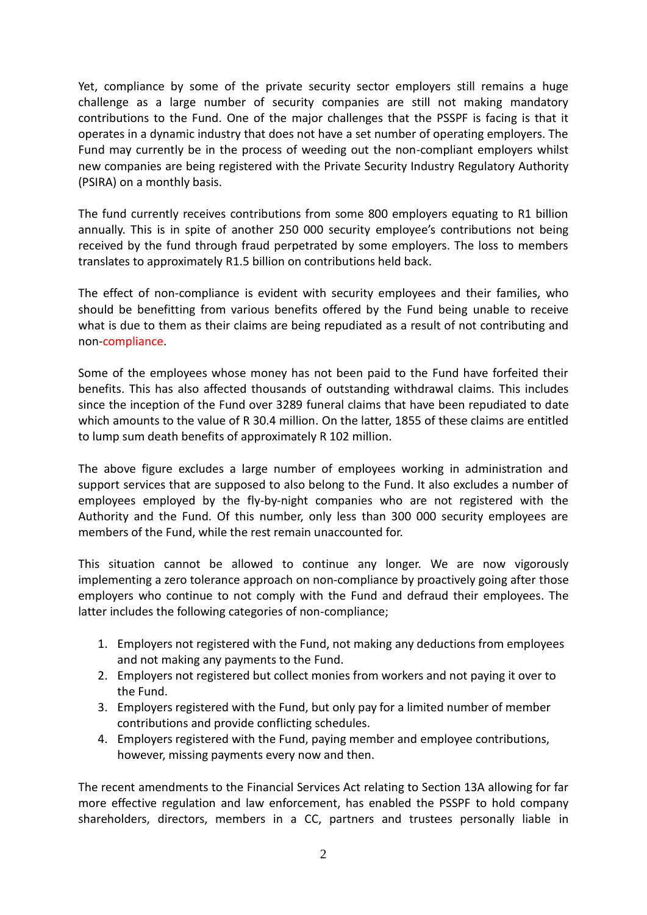Yet, compliance by some of the private security sector employers still remains a huge challenge as a large number of security companies are still not making mandatory contributions to the Fund. One of the major challenges that the PSSPF is facing is that it operates in a dynamic industry that does not have a set number of operating employers. The Fund may currently be in the process of weeding out the non-compliant employers whilst new companies are being registered with the Private Security Industry Regulatory Authority (PSIRA) on a monthly basis.

The fund currently receives contributions from some 800 employers equating to R1 billion annually. This is in spite of another 250 000 security employee's contributions not being received by the fund through fraud perpetrated by some employers. The loss to members translates to approximately R1.5 billion on contributions held back.

The effect of non-compliance is evident with security employees and their families, who should be benefitting from various benefits offered by the Fund being unable to receive what is due to them as their claims are being repudiated as a result of not contributing and non-compliance.

Some of the employees whose money has not been paid to the Fund have forfeited their benefits. This has also affected thousands of outstanding withdrawal claims. This includes since the inception of the Fund over 3289 funeral claims that have been repudiated to date which amounts to the value of R 30.4 million. On the latter, 1855 of these claims are entitled to lump sum death benefits of approximately R 102 million.

The above figure excludes a large number of employees working in administration and support services that are supposed to also belong to the Fund. It also excludes a number of employees employed by the fly-by-night companies who are not registered with the Authority and the Fund. Of this number, only less than 300 000 security employees are members of the Fund, while the rest remain unaccounted for.

This situation cannot be allowed to continue any longer. We are now vigorously implementing a zero tolerance approach on non-compliance by proactively going after those employers who continue to not comply with the Fund and defraud their employees. The latter includes the following categories of non-compliance;

1. Employers not registered with the Fund, not making any deductions from employees and not making any payments to the Fund.
2. Employers not registered but collect monies from workers and not paying it over to the Fund.
3. Employers registered with the Fund, but only pay for a limited number of member contributions and provide conflicting schedules.
4. Employers registered with the Fund, paying member and employee contributions, however, missing payments every now and then.

The recent amendments to the Financial Services Act relating to Section 13A allowing for far more effective regulation and law enforcement, has enabled the PSSPF to hold company shareholders, directors, members in a CC, partners and trustees personally liable in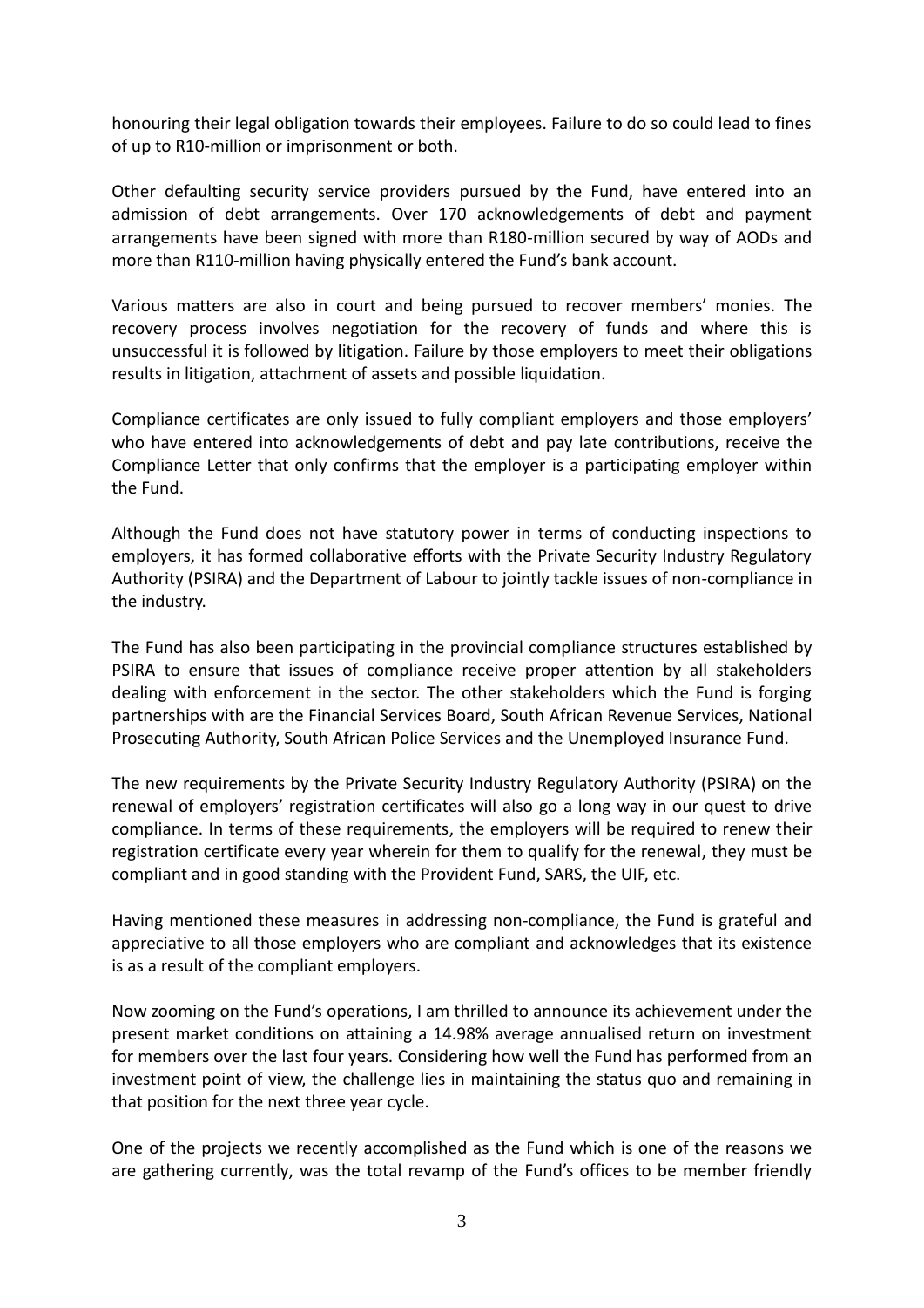honouring their legal obligation towards their employees. Failure to do so could lead to fines of up to R10-million or imprisonment or both.

Other defaulting security service providers pursued by the Fund, have entered into an admission of debt arrangements. Over 170 acknowledgements of debt and payment arrangements have been signed with more than R180-million secured by way of AODs and more than R110-million having physically entered the Fund's bank account.

Various matters are also in court and being pursued to recover members' monies. The recovery process involves negotiation for the recovery of funds and where this is unsuccessful it is followed by litigation. Failure by those employers to meet their obligations results in litigation, attachment of assets and possible liquidation.

Compliance certificates are only issued to fully compliant employers and those employers' who have entered into acknowledgements of debt and pay late contributions, receive the Compliance Letter that only confirms that the employer is a participating employer within the Fund.

Although the Fund does not have statutory power in terms of conducting inspections to employers, it has formed collaborative efforts with the Private Security Industry Regulatory Authority (PSIRA) and the Department of Labour to jointly tackle issues of non-compliance in the industry.

The Fund has also been participating in the provincial compliance structures established by PSIRA to ensure that issues of compliance receive proper attention by all stakeholders dealing with enforcement in the sector. The other stakeholders which the Fund is forging partnerships with are the Financial Services Board, South African Revenue Services, National Prosecuting Authority, South African Police Services and the Unemployed Insurance Fund.

The new requirements by the Private Security Industry Regulatory Authority (PSIRA) on the renewal of employers' registration certificates will also go a long way in our quest to drive compliance. In terms of these requirements, the employers will be required to renew their registration certificate every year wherein for them to qualify for the renewal, they must be compliant and in good standing with the Provident Fund, SARS, the UIF, etc.

Having mentioned these measures in addressing non-compliance, the Fund is grateful and appreciative to all those employers who are compliant and acknowledges that its existence is as a result of the compliant employers.

Now zooming on the Fund's operations, I am thrilled to announce its achievement under the present market conditions on attaining a 14.98% average annualised return on investment for members over the last four years. Considering how well the Fund has performed from an investment point of view, the challenge lies in maintaining the status quo and remaining in that position for the next three year cycle.

One of the projects we recently accomplished as the Fund which is one of the reasons we are gathering currently, was the total revamp of the Fund's offices to be member friendly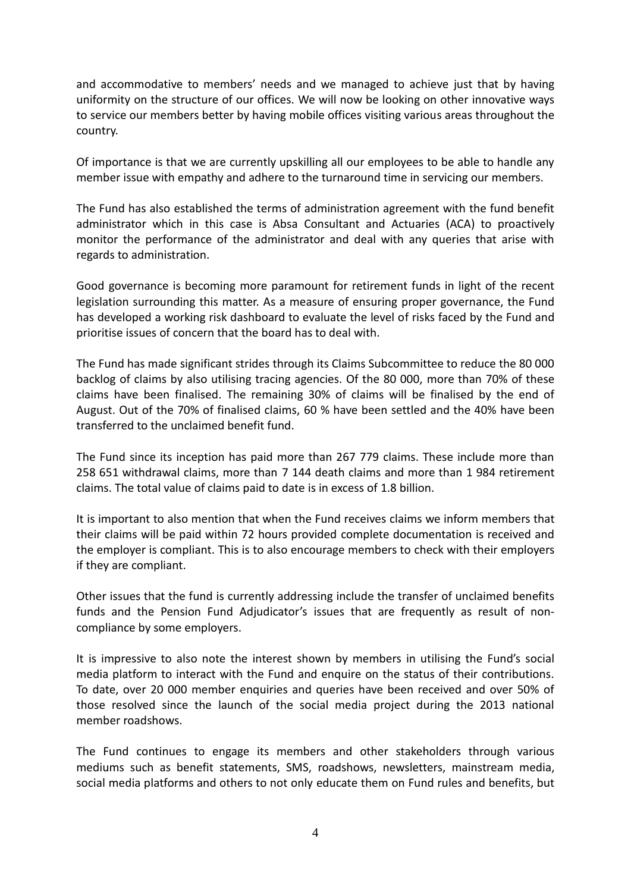and accommodative to members' needs and we managed to achieve just that by having uniformity on the structure of our offices. We will now be looking on other innovative ways to service our members better by having mobile offices visiting various areas throughout the country.

Of importance is that we are currently upskilling all our employees to be able to handle any member issue with empathy and adhere to the turnaround time in servicing our members.

The Fund has also established the terms of administration agreement with the fund benefit administrator which in this case is Absa Consultant and Actuaries (ACA) to proactively monitor the performance of the administrator and deal with any queries that arise with regards to administration.

Good governance is becoming more paramount for retirement funds in light of the recent legislation surrounding this matter. As a measure of ensuring proper governance, the Fund has developed a working risk dashboard to evaluate the level of risks faced by the Fund and prioritise issues of concern that the board has to deal with.

The Fund has made significant strides through its Claims Subcommittee to reduce the 80 000 backlog of claims by also utilising tracing agencies. Of the 80 000, more than 70% of these claims have been finalised. The remaining 30% of claims will be finalised by the end of August. Out of the 70% of finalised claims, 60 % have been settled and the 40% have been transferred to the unclaimed benefit fund.

The Fund since its inception has paid more than 267 779 claims. These include more than 258 651 withdrawal claims, more than 7 144 death claims and more than 1 984 retirement claims. The total value of claims paid to date is in excess of 1.8 billion.

It is important to also mention that when the Fund receives claims we inform members that their claims will be paid within 72 hours provided complete documentation is received and the employer is compliant. This is to also encourage members to check with their employers if they are compliant.

Other issues that the fund is currently addressing include the transfer of unclaimed benefits funds and the Pension Fund Adjudicator's issues that are frequently as result of non-compliance by some employers.

It is impressive to also note the interest shown by members in utilising the Fund's social media platform to interact with the Fund and enquire on the status of their contributions. To date, over 20 000 member enquiries and queries have been received and over 50% of those resolved since the launch of the social media project during the 2013 national member roadshows.

The Fund continues to engage its members and other stakeholders through various mediums such as benefit statements, SMS, roadshows, newsletters, mainstream media, social media platforms and others to not only educate them on Fund rules and benefits, but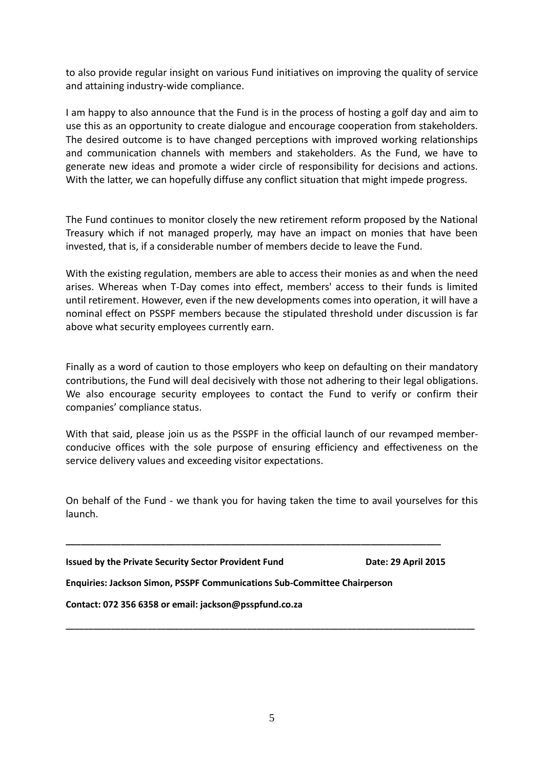to also provide regular insight on various Fund initiatives on improving the quality of service and attaining industry-wide compliance.

I am happy to also announce that the Fund is in the process of hosting a golf day and aim to use this as an opportunity to create dialogue and encourage cooperation from stakeholders. The desired outcome is to have changed perceptions with improved working relationships and communication channels with members and stakeholders. As the Fund, we have to generate new ideas and promote a wider circle of responsibility for decisions and actions. With the latter, we can hopefully diffuse any conflict situation that might impede progress.

The Fund continues to monitor closely the new retirement reform proposed by the National Treasury which if not managed properly, may have an impact on monies that have been invested, that is, if a considerable number of members decide to leave the Fund.

With the existing regulation, members are able to access their monies as and when the need arises. Whereas when T-Day comes into effect, members' access to their funds is limited until retirement. However, even if the new developments comes into operation, it will have a nominal effect on PSSPF members because the stipulated threshold under discussion is far above what security employees currently earn.

Finally as a word of caution to those employers who keep on defaulting on their mandatory contributions, the Fund will deal decisively with those not adhering to their legal obligations. We also encourage security employees to contact the Fund to verify or confirm their companies' compliance status.

With that said, please join us as the PSSPF in the official launch of our revamped member-conducive offices with the sole purpose of ensuring efficiency and effectiveness on the service delivery values and exceeding visitor expectations.

On behalf of the Fund - we thank you for having taken the time to avail yourselves for this launch.

---

**Issued by the Private Security Sector Provident Fund** **Date: 29 April 2015**

**Enquiries: Jackson Simon, PSSPF Communications Sub-Committee Chairperson**

**Contact: 072 356 6358 or email: jackson@psspfund.co.za**

---